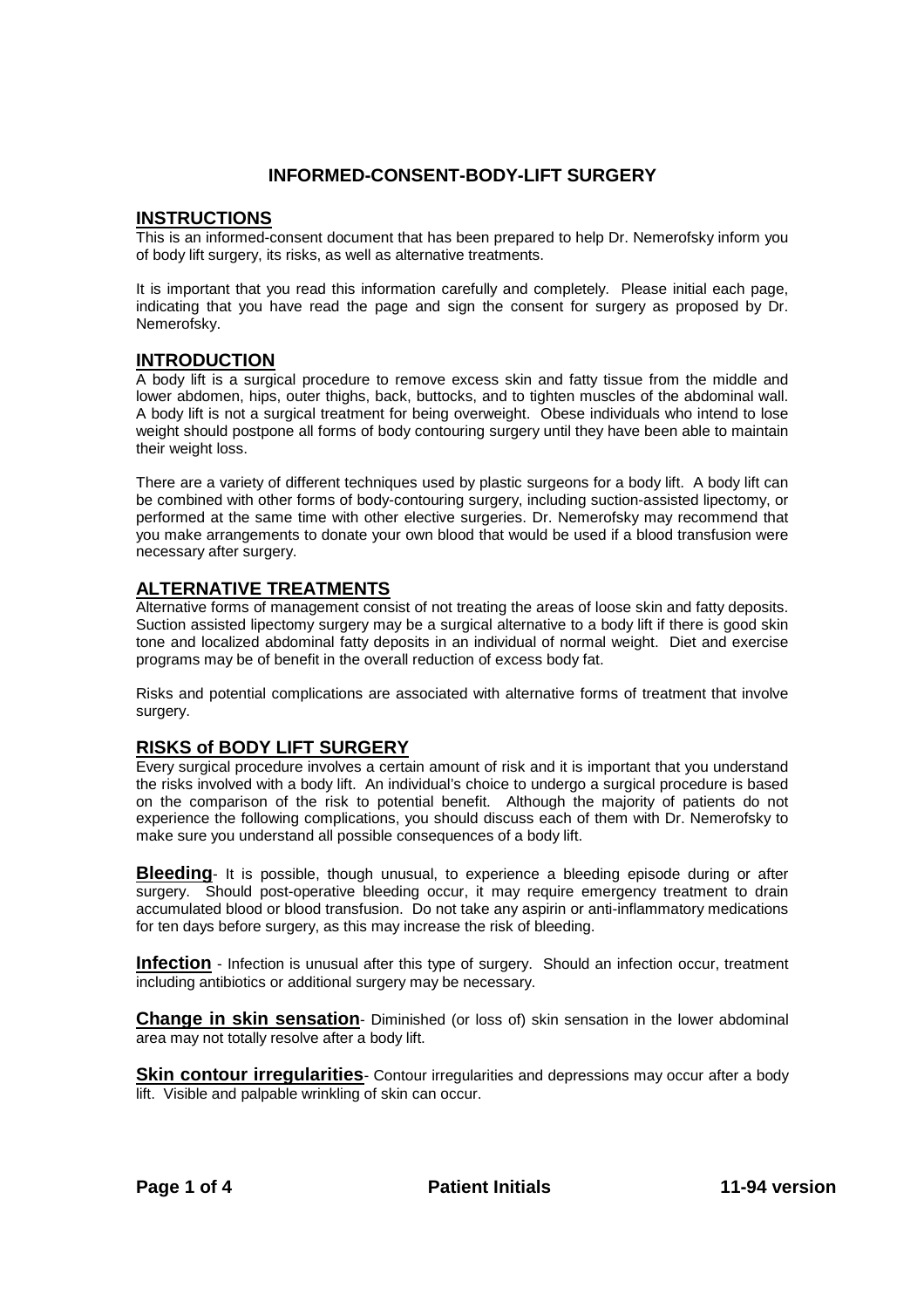# INFORMED-CONSENT-BODY-LIFT SURGERY

## INSTRUCTIONS

This is an informed-consent document that has been prepared to help Dr. Nemerofsky inform you of body lift surgery, its risks, as well as alternative treatments.

It is important that you read this information carefully and completely. Please initial each page, indicating that you have read the page and sign the consent for surgery as proposed by Dr. Nemerofsky.

## INTRODUCTION

A body lift is a surgical procedure to remove excess skin and fatty tissue from the middle and lower abdomen, hips, outer thighs, back, buttocks, and to tighten muscles of the abdominal wall. A body lift is not a surgical treatment for being overweight. Obese individuals who intend to lose weight should postpone all forms of body contouring surgery until they have been able to maintain their weight loss.

There are a variety of different techniques used by plastic surgeons for a body lift. A body lift can be combined with other forms of body-contouring surgery, including suction-assisted lipectomy, or performed at the same time with other elective surgeries. Dr. Nemerofsky may recommend that you make arrangements to donate your own blood that would be used if a blood transfusion were necessary after surgery.

## ALTERNATIVE TREATMENTS

Alternative forms of management consist of not treating the areas of loose skin and fatty deposits. Suction assisted lipectomy surgery may be a surgical alternative to a body lift if there is good skin tone and localized abdominal fatty deposits in an individual of normal weight. Diet and exercise programs may be of benefit in the overall reduction of excess body fat.

Risks and potential complications are associated with alternative forms of treatment that involve surgery.

## RISKS of BODY LIFT SURGERY

Every surgical procedure involves a certain amount of risk and it is important that you understand the risks involved with a body lift. An individual's choice to undergo a surgical procedure is based on the comparison of the risk to potential benefit. Although the majority of patients do not experience the following complications, you should discuss each of them with Dr. Nemerofsky to make sure you understand all possible consequences of a body lift.

**Bleeding**- It is possible, though unusual, to experience a bleeding episode during or after surgery. Should post-operative bleeding occur, it may require emergency treatment to drain accumulated blood or blood transfusion. Do not take any aspirin or anti-inflammatory medications for ten days before surgery, as this may increase the risk of bleeding.

**Infection** - Infection is unusual after this type of surgery. Should an infection occur, treatment including antibiotics or additional surgery may be necessary.

**Change in skin sensation**- Diminished (or loss of) skin sensation in the lower abdominal area may not totally resolve after a body lift.

**Skin contour irregularities**- Contour irregularities and depressions may occur after a body lift. Visible and palpable wrinkling of skin can occur.

Patient Initials

11-94 version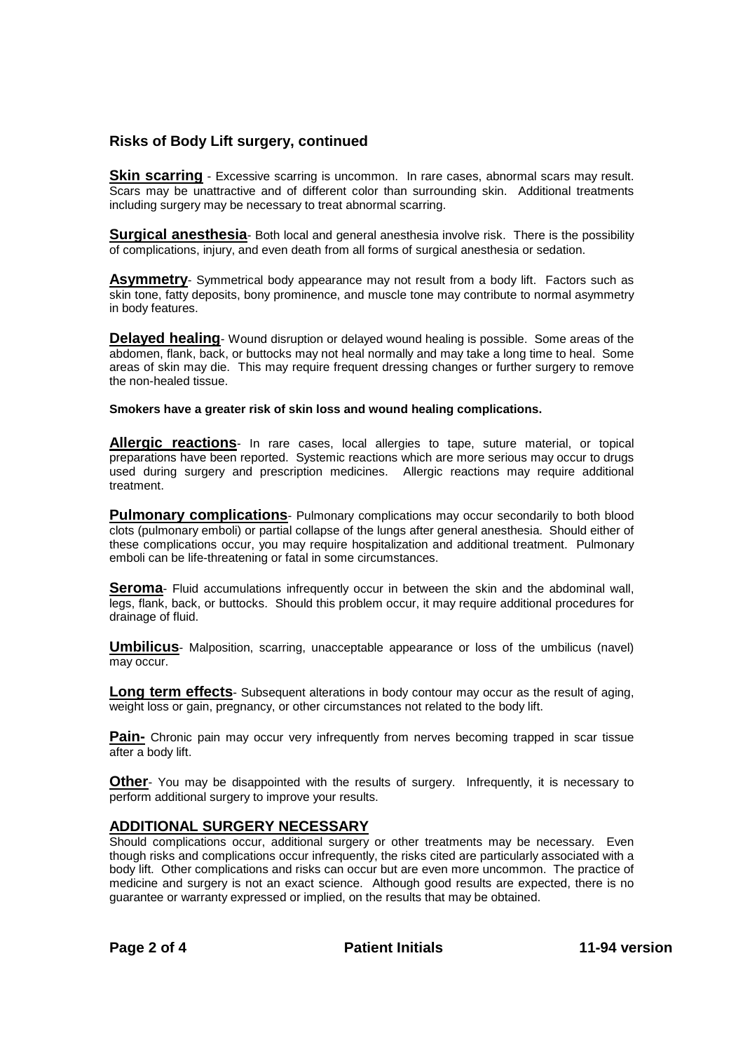### Risks of Body Lift surgery, continued

**Skin scarring** - Excessive scarring is uncommon. In rare cases, abnormal scars may result. Scars may be unattractive and of different color than surrounding skin. Additional treatments including surgery may be necessary to treat abnormal scarring.

**Surgical anesthesia**- Both local and general anesthesia involve risk. There is the possibility of complications, injury, and even death from all forms of surgical anesthesia or sedation.

**Asymmetry**- Symmetrical body appearance may not result from a body lift. Factors such as skin tone, fatty deposits, bony prominence, and muscle tone may contribute to normal asymmetry in body features.

**Delayed healing**- Wound disruption or delayed wound healing is possible. Some areas of the abdomen, flank, back, or buttocks may not heal normally and may take a long time to heal. Some areas of skin may die. This may require frequent dressing changes or further surgery to remove the non-healed tissue.

**Smokers have a greater risk of skin loss and wound healing complications.**

**Allergic reactions**- In rare cases, local allergies to tape, suture material, or topical preparations have been reported. Systemic reactions which are more serious may occur to drugs used during surgery and prescription medicines. Allergic reactions may require additional treatment.

**Pulmonary complications**- Pulmonary complications may occur secondarily to both blood clots (pulmonary emboli) or partial collapse of the lungs after general anesthesia. Should either of these complications occur, you may require hospitalization and additional treatment. Pulmonary emboli can be life-threatening or fatal in some circumstances.

**Seroma**- Fluid accumulations infrequently occur in between the skin and the abdominal wall, legs, flank, back, or buttocks. Should this problem occur, it may require additional procedures for drainage of fluid.

**Umbilicus**- Malposition, scarring, unacceptable appearance or loss of the umbilicus (navel) may occur.

**Long term effects**- Subsequent alterations in body contour may occur as the result of aging, weight loss or gain, pregnancy, or other circumstances not related to the body lift.

**Pain-** Chronic pain may occur very infrequently from nerves becoming trapped in scar tissue after a body lift.

**Other**- You may be disappointed with the results of surgery. Infrequently, it is necessary to perform additional surgery to improve your results.

## ADDITIONAL SURGERY NECESSARY

Should complications occur, additional surgery or other treatments may be necessary. Even though risks and complications occur infrequently, the risks cited are particularly associated with a body lift. Other complications and risks can occur but are even more uncommon. The practice of medicine and surgery is not an exact science. Although good results are expected, there is no guarantee or warranty expressed or implied, on the results that may be obtained.

**Patient Initials** **11-94 version**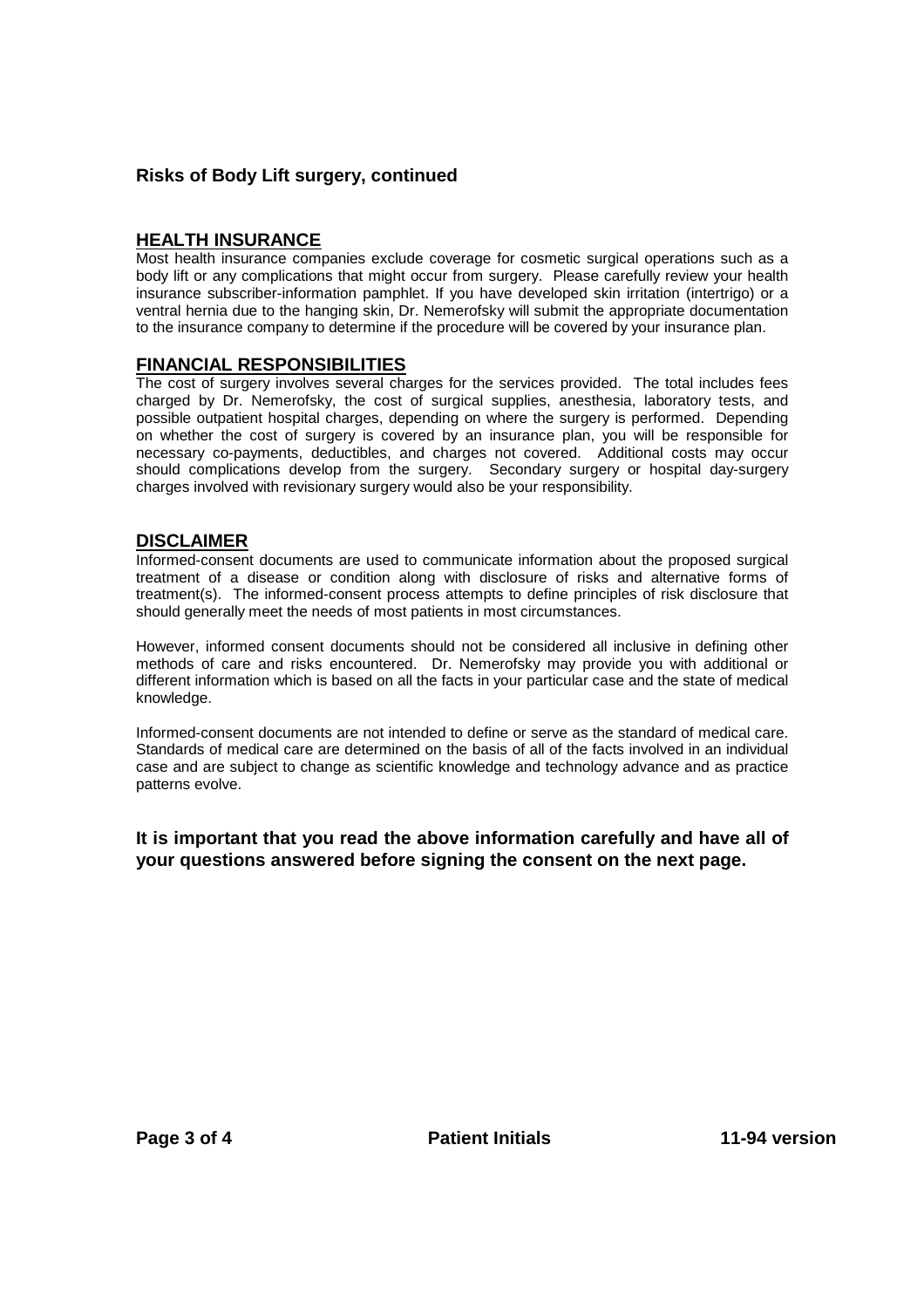**Risks of Body Lift surgery, continued**

## HEALTH INSURANCE

Most health insurance companies exclude coverage for cosmetic surgical operations such as a body lift or any complications that might occur from surgery. Please carefully review your health insurance subscriber-information pamphlet. If you have developed skin irritation (intertrigo) or a ventral hernia due to the hanging skin, Dr. Nemerofsky will submit the appropriate documentation to the insurance company to determine if the procedure will be covered by your insurance plan.

## FINANCIAL RESPONSIBILITIES

The cost of surgery involves several charges for the services provided. The total includes fees charged by Dr. Nemerofsky, the cost of surgical supplies, anesthesia, laboratory tests, and possible outpatient hospital charges, depending on where the surgery is performed. Depending on whether the cost of surgery is covered by an insurance plan, you will be responsible for necessary co-payments, deductibles, and charges not covered. Additional costs may occur should complications develop from the surgery. Secondary surgery or hospital day-surgery charges involved with revisionary surgery would also be your responsibility.

## DISCLAIMER

Informed-consent documents are used to communicate information about the proposed surgical treatment of a disease or condition along with disclosure of risks and alternative forms of treatment(s). The informed-consent process attempts to define principles of risk disclosure that should generally meet the needs of most patients in most circumstances.

However, informed consent documents should not be considered all inclusive in defining other methods of care and risks encountered. Dr. Nemerofsky may provide you with additional or different information which is based on all the facts in your particular case and the state of medical knowledge.

Informed-consent documents are not intended to define or serve as the standard of medical care. Standards of medical care are determined on the basis of all of the facts involved in an individual case and are subject to change as scientific knowledge and technology advance and as practice patterns evolve.

**It is important that you read the above information carefully and have all of your questions answered before signing the consent on the next page.**

**Patient Initials**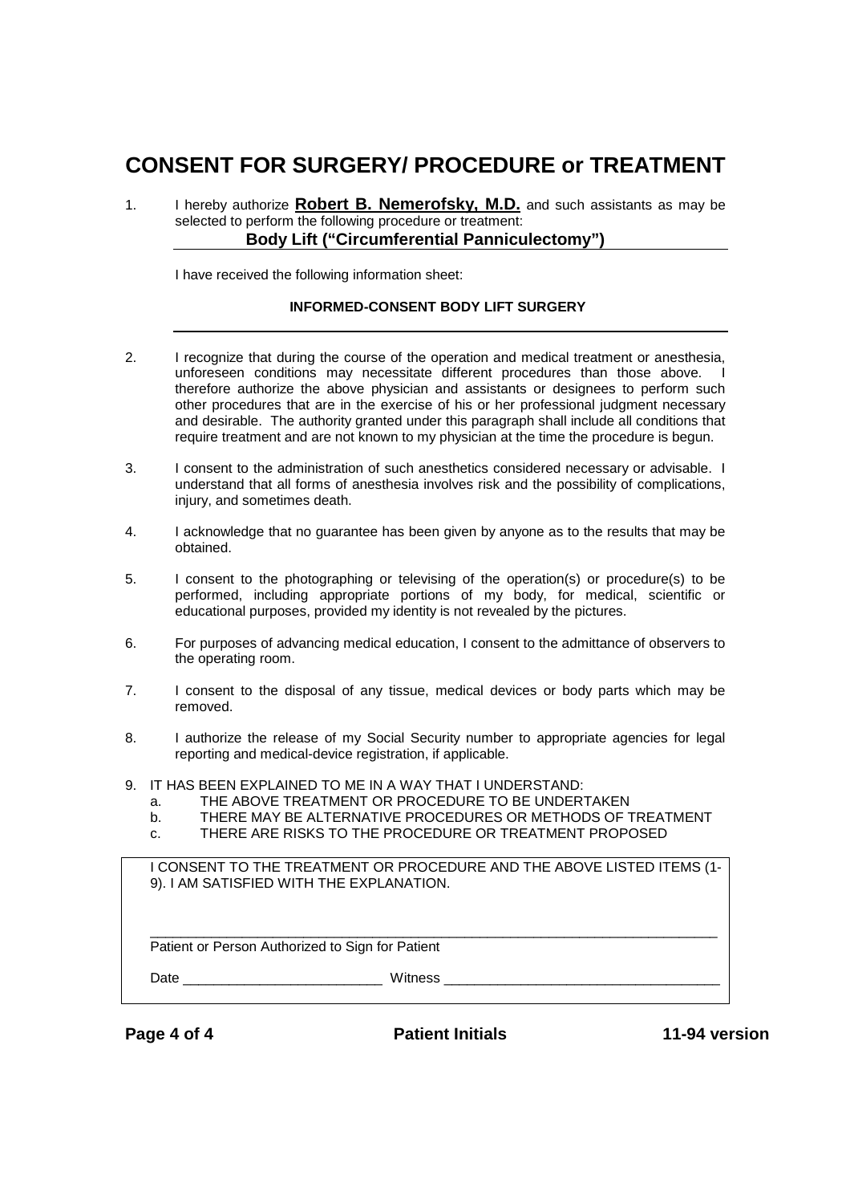# CONSENT FOR SURGERY/ PROCEDURE or TREATMENT

1. I hereby authorize **Robert B. Nemerofsky, M.D.** and such assistants as may be selected to perform the following procedure or treatment:

   **Body Lift ("Circumferential Panniculectomy")**

   I have received the following information sheet:

   **INFORMED-CONSENT BODY LIFT SURGERY**

2. I recognize that during the course of the operation and medical treatment or anesthesia, unforeseen conditions may necessitate different procedures than those above. I therefore authorize the above physician and assistants or designees to perform such other procedures that are in the exercise of his or her professional judgment necessary and desirable. The authority granted under this paragraph shall include all conditions that require treatment and are not known to my physician at the time the procedure is begun.

3. I consent to the administration of such anesthetics considered necessary or advisable. I understand that all forms of anesthesia involves risk and the possibility of complications, injury, and sometimes death.

4. I acknowledge that no guarantee has been given by anyone as to the results that may be obtained.

5. I consent to the photographing or televising of the operation(s) or procedure(s) to be performed, including appropriate portions of my body, for medical, scientific or educational purposes, provided my identity is not revealed by the pictures.

6. For purposes of advancing medical education, I consent to the admittance of observers to the operating room.

7. I consent to the disposal of any tissue, medical devices or body parts which may be removed.

8. I authorize the release of my Social Security number to appropriate agencies for legal reporting and medical-device registration, if applicable.

9. IT HAS BEEN EXPLAINED TO ME IN A WAY THAT I UNDERSTAND:
   a. THE ABOVE TREATMENT OR PROCEDURE TO BE UNDERTAKEN
   b. THERE MAY BE ALTERNATIVE PROCEDURES OR METHODS OF TREATMENT
   c. THERE ARE RISKS TO THE PROCEDURE OR TREATMENT PROPOSED

I CONSENT TO THE TREATMENT OR PROCEDURE AND THE ABOVE LISTED ITEMS (1-9). I AM SATISFIED WITH THE EXPLANATION.

\_\_\_\_\_\_\_\_\_\_\_\_\_\_\_\_\_\_\_\_\_\_\_\_\_\_\_\_\_\_\_\_\_\_\_\_\_\_\_\_\_\_\_\_\_\_\_\_\_\_\_\_\_\_\_\_\_\_\_\_

Patient or Person Authorized to Sign for Patient

Date \_\_\_\_\_\_\_\_\_\_\_\_\_\_\_\_\_\_\_\_\_\_\_\_\_\_ Witness \_\_\_\_\_\_\_\_\_\_\_\_\_\_\_\_\_\_\_\_\_\_\_\_\_\_\_\_\_\_\_\_\_\_\_\_

**Patient Initials** **11-94 version**